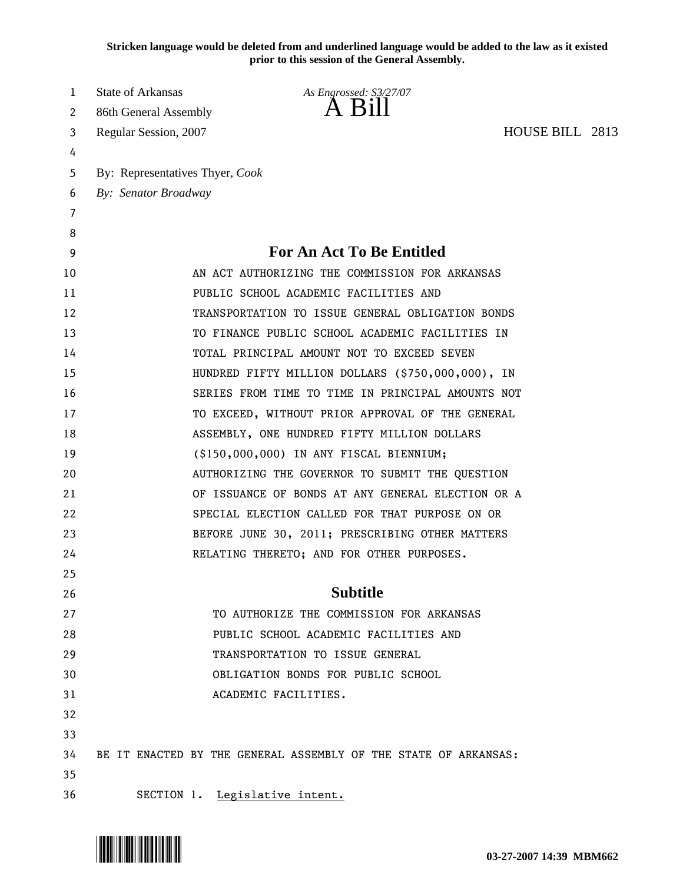**Stricken language would be deleted from and underlined language would be added to the law as it existed prior to this session of the General Assembly.**

State of Arkansas *As Engrossed: S3/27/07*
86th General Assembly **A Bill**
Regular Session, 2007 HOUSE BILL 2813

By: Representatives Thyer, *Cook*
*By: Senator Broadway*

## For An Act To Be Entitled

AN ACT AUTHORIZING THE COMMISSION FOR ARKANSAS PUBLIC SCHOOL ACADEMIC FACILITIES AND TRANSPORTATION TO ISSUE GENERAL OBLIGATION BONDS TO FINANCE PUBLIC SCHOOL ACADEMIC FACILITIES IN TOTAL PRINCIPAL AMOUNT NOT TO EXCEED SEVEN HUNDRED FIFTY MILLION DOLLARS ($750,000,000), IN SERIES FROM TIME TO TIME IN PRINCIPAL AMOUNTS NOT TO EXCEED, WITHOUT PRIOR APPROVAL OF THE GENERAL ASSEMBLY, ONE HUNDRED FIFTY MILLION DOLLARS ($150,000,000) IN ANY FISCAL BIENNIUM; AUTHORIZING THE GOVERNOR TO SUBMIT THE QUESTION OF ISSUANCE OF BONDS AT ANY GENERAL ELECTION OR A SPECIAL ELECTION CALLED FOR THAT PURPOSE ON OR BEFORE JUNE 30, 2011; PRESCRIBING OTHER MATTERS RELATING THERETO; AND FOR OTHER PURPOSES.

## Subtitle

TO AUTHORIZE THE COMMISSION FOR ARKANSAS PUBLIC SCHOOL ACADEMIC FACILITIES AND TRANSPORTATION TO ISSUE GENERAL OBLIGATION BONDS FOR PUBLIC SCHOOL ACADEMIC FACILITIES.

BE IT ENACTED BY THE GENERAL ASSEMBLY OF THE STATE OF ARKANSAS:

SECTION 1. <u>Legislative intent.</u>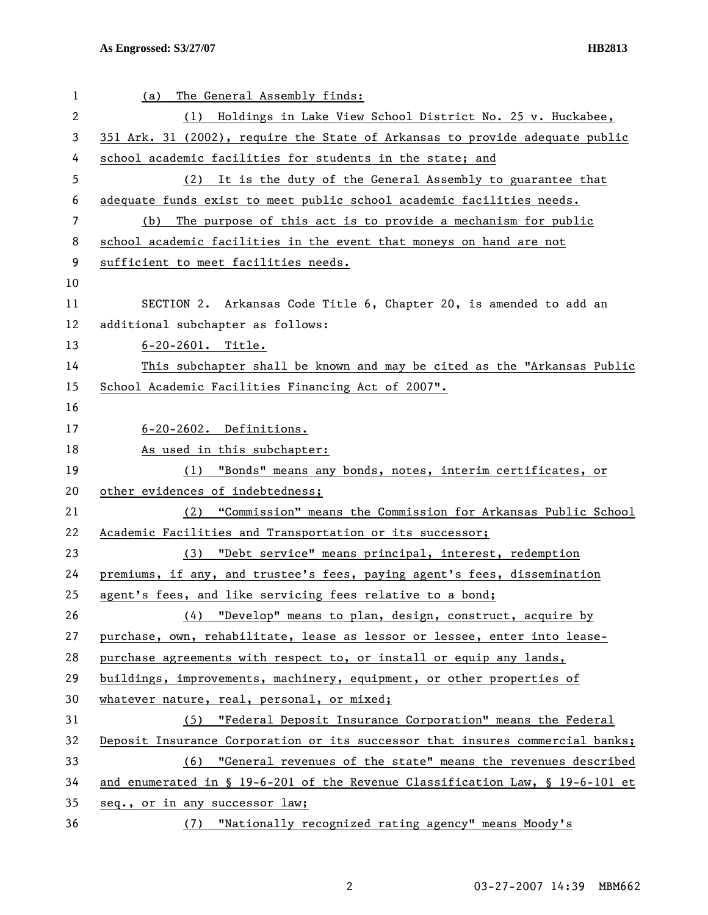(a) The General Assembly finds:

(1) Holdings in Lake View School District No. 25 v. Huckabee, 351 Ark. 31 (2002), require the State of Arkansas to provide adequate public school academic facilities for students in the state; and

(2) It is the duty of the General Assembly to guarantee that adequate funds exist to meet public school academic facilities needs.

(b) The purpose of this act is to provide a mechanism for public school academic facilities in the event that moneys on hand are not sufficient to meet facilities needs.

SECTION 2. Arkansas Code Title 6, Chapter 20, is amended to add an additional subchapter as follows:

6-20-2601. Title.

This subchapter shall be known and may be cited as the "Arkansas Public School Academic Facilities Financing Act of 2007".

6-20-2602. Definitions.

As used in this subchapter:

(1) "Bonds" means any bonds, notes, interim certificates, or other evidences of indebtedness;

(2) "Commission" means the Commission for Arkansas Public School Academic Facilities and Transportation or its successor;

(3) "Debt service" means principal, interest, redemption premiums, if any, and trustee's fees, paying agent's fees, dissemination agent's fees, and like servicing fees relative to a bond;

(4) "Develop" means to plan, design, construct, acquire by purchase, own, rehabilitate, lease as lessor or lessee, enter into lease-purchase agreements with respect to, or install or equip any lands, buildings, improvements, machinery, equipment, or other properties of whatever nature, real, personal, or mixed;

(5) "Federal Deposit Insurance Corporation" means the Federal Deposit Insurance Corporation or its successor that insures commercial banks;

(6) "General revenues of the state" means the revenues described and enumerated in § 19-6-201 of the Revenue Classification Law, § 19-6-101 et seq., or in any successor law;

(7) "Nationally recognized rating agency" means Moody's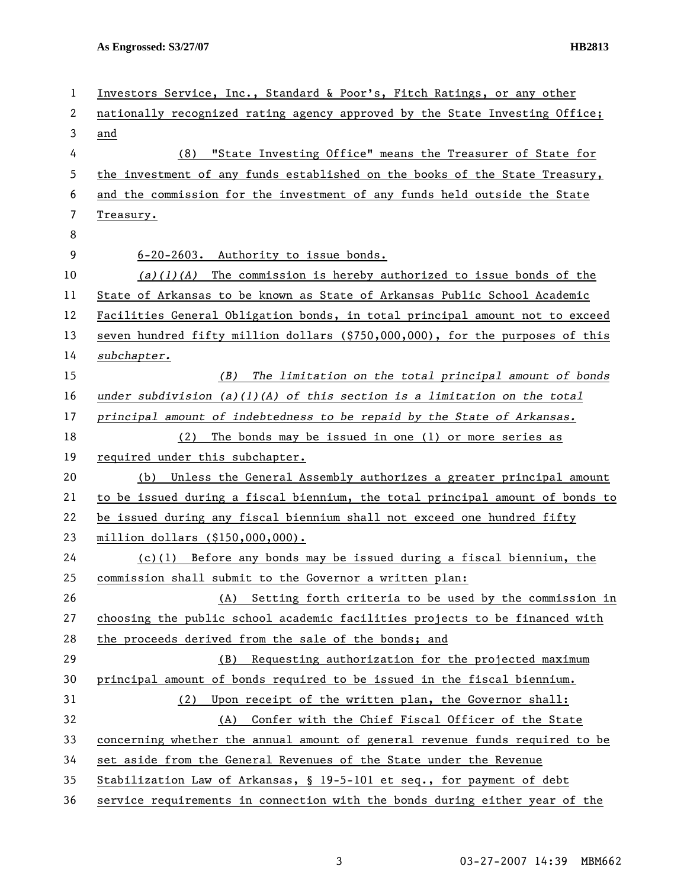Investors Service, Inc., Standard & Poor's, Fitch Ratings, or any other nationally recognized rating agency approved by the State Investing Office; and

(8) "State Investing Office" means the Treasurer of State for the investment of any funds established on the books of the State Treasury, and the commission for the investment of any funds held outside the State Treasury.

6-20-2603. Authority to issue bonds.

*(a)(1)(A)* The commission is hereby authorized to issue bonds of the State of Arkansas to be known as State of Arkansas Public School Academic Facilities General Obligation bonds, in total principal amount not to exceed seven hundred fifty million dollars ($750,000,000), for the purposes of this *subchapter.*

*(B) The limitation on the total principal amount of bonds under subdivision (a)(1)(A) of this section is a limitation on the total principal amount of indebtedness to be repaid by the State of Arkansas.*

(2) The bonds may be issued in one (1) or more series as required under this subchapter.

(b) Unless the General Assembly authorizes a greater principal amount to be issued during a fiscal biennium, the total principal amount of bonds to be issued during any fiscal biennium shall not exceed one hundred fifty million dollars ($150,000,000).

(c)(1) Before any bonds may be issued during a fiscal biennium, the commission shall submit to the Governor a written plan:

(A) Setting forth criteria to be used by the commission in choosing the public school academic facilities projects to be financed with the proceeds derived from the sale of the bonds; and

(B) Requesting authorization for the projected maximum principal amount of bonds required to be issued in the fiscal biennium.

(2) Upon receipt of the written plan, the Governor shall:

(A) Confer with the Chief Fiscal Officer of the State concerning whether the annual amount of general revenue funds required to be set aside from the General Revenues of the State under the Revenue Stabilization Law of Arkansas, § 19-5-101 et seq., for payment of debt service requirements in connection with the bonds during either year of the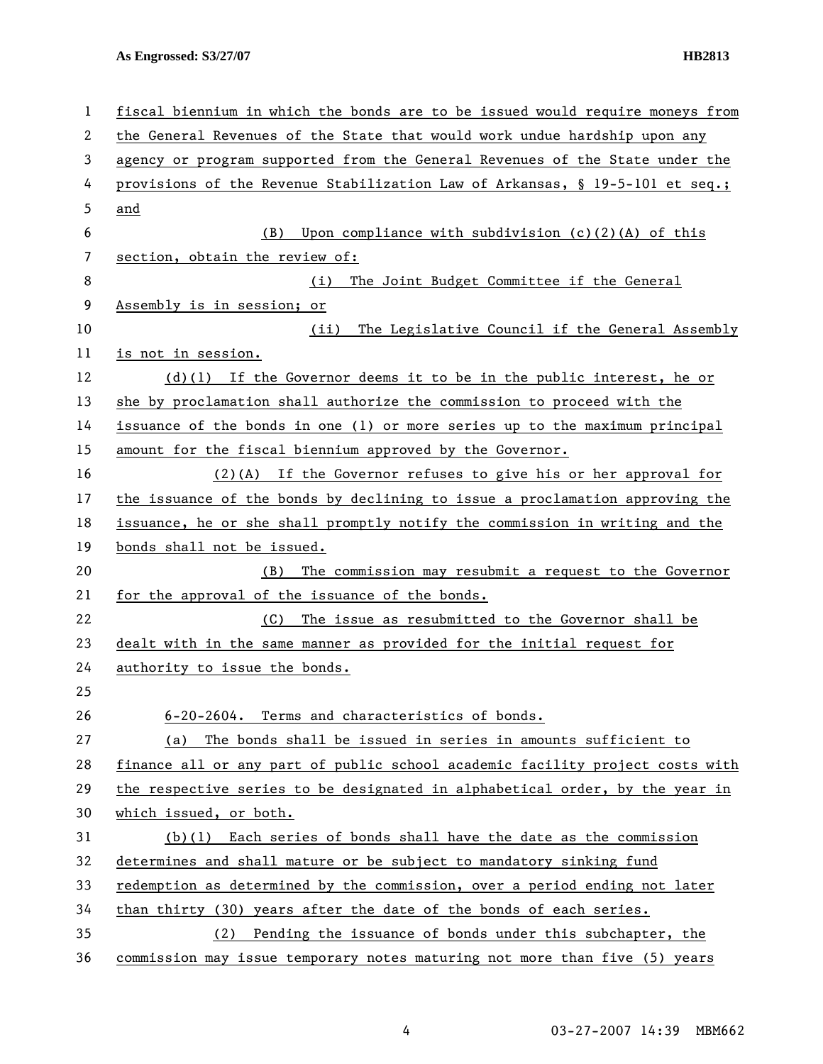fiscal biennium in which the bonds are to be issued would require moneys from the General Revenues of the State that would work undue hardship upon any agency or program supported from the General Revenues of the State under the provisions of the Revenue Stabilization Law of Arkansas, § 19-5-101 et seq.; and

(B) Upon compliance with subdivision (c)(2)(A) of this section, obtain the review of:

(i) The Joint Budget Committee if the General Assembly is in session; or

(ii) The Legislative Council if the General Assembly is not in session.

(d)(1) If the Governor deems it to be in the public interest, he or she by proclamation shall authorize the commission to proceed with the issuance of the bonds in one (1) or more series up to the maximum principal amount for the fiscal biennium approved by the Governor.

(2)(A) If the Governor refuses to give his or her approval for the issuance of the bonds by declining to issue a proclamation approving the issuance, he or she shall promptly notify the commission in writing and the bonds shall not be issued.

(B) The commission may resubmit a request to the Governor for the approval of the issuance of the bonds.

(C) The issue as resubmitted to the Governor shall be dealt with in the same manner as provided for the initial request for authority to issue the bonds.

6-20-2604. Terms and characteristics of bonds.

(a) The bonds shall be issued in series in amounts sufficient to finance all or any part of public school academic facility project costs with the respective series to be designated in alphabetical order, by the year in which issued, or both.

(b)(1) Each series of bonds shall have the date as the commission determines and shall mature or be subject to mandatory sinking fund redemption as determined by the commission, over a period ending not later than thirty (30) years after the date of the bonds of each series.

(2) Pending the issuance of bonds under this subchapter, the commission may issue temporary notes maturing not more than five (5) years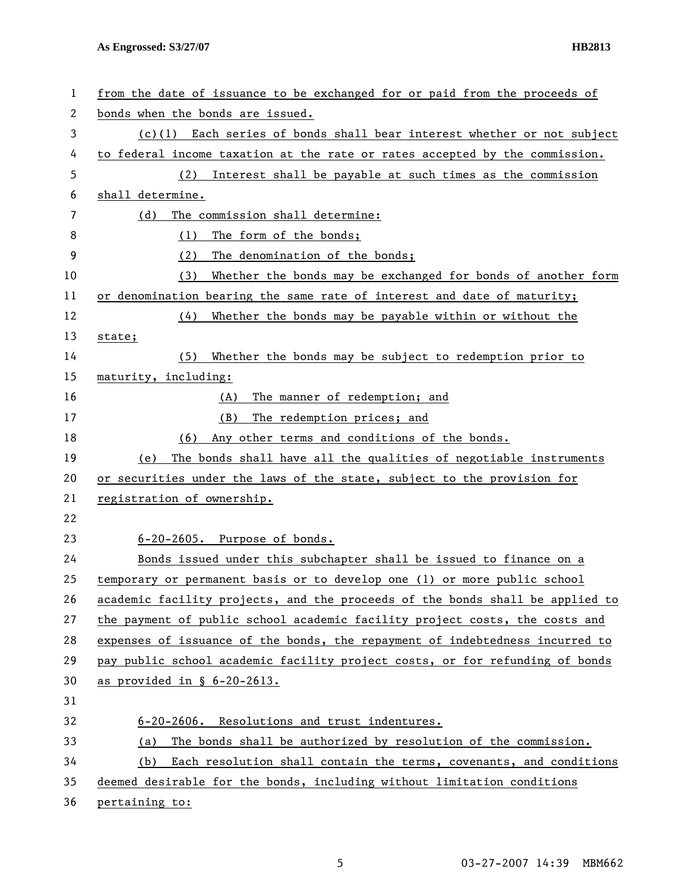from the date of issuance to be exchanged for or paid from the proceeds of bonds when the bonds are issued.

(c)(1) Each series of bonds shall bear interest whether or not subject to federal income taxation at the rate or rates accepted by the commission.

(2) Interest shall be payable at such times as the commission shall determine.

(d) The commission shall determine:

(1) The form of the bonds;

(2) The denomination of the bonds;

(3) Whether the bonds may be exchanged for bonds of another form or denomination bearing the same rate of interest and date of maturity;

(4) Whether the bonds may be payable within or without the state;

(5) Whether the bonds may be subject to redemption prior to maturity, including:

(A) The manner of redemption; and

(B) The redemption prices; and

(6) Any other terms and conditions of the bonds.

(e) The bonds shall have all the qualities of negotiable instruments or securities under the laws of the state, subject to the provision for registration of ownership.

6-20-2605. Purpose of bonds.

Bonds issued under this subchapter shall be issued to finance on a temporary or permanent basis or to develop one (1) or more public school academic facility projects, and the proceeds of the bonds shall be applied to the payment of public school academic facility project costs, the costs and expenses of issuance of the bonds, the repayment of indebtedness incurred to pay public school academic facility project costs, or for refunding of bonds as provided in § 6-20-2613.

6-20-2606. Resolutions and trust indentures.

(a) The bonds shall be authorized by resolution of the commission.

(b) Each resolution shall contain the terms, covenants, and conditions deemed desirable for the bonds, including without limitation conditions pertaining to: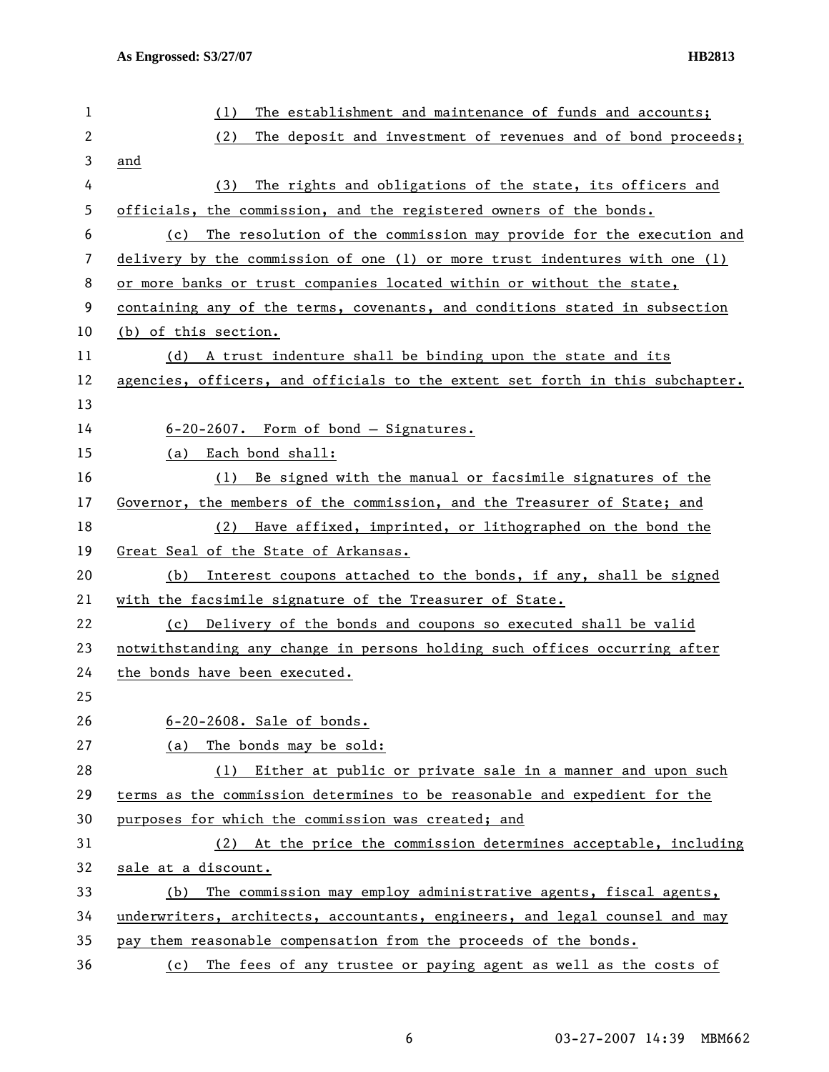(1) The establishment and maintenance of funds and accounts;

(2) The deposit and investment of revenues and of bond proceeds; and

(3) The rights and obligations of the state, its officers and officials, the commission, and the registered owners of the bonds.

(c) The resolution of the commission may provide for the execution and delivery by the commission of one (1) or more trust indentures with one (1) or more banks or trust companies located within or without the state, containing any of the terms, covenants, and conditions stated in subsection (b) of this section.

(d) A trust indenture shall be binding upon the state and its agencies, officers, and officials to the extent set forth in this subchapter.

6-20-2607. Form of bond – Signatures.

(a) Each bond shall:

(1) Be signed with the manual or facsimile signatures of the Governor, the members of the commission, and the Treasurer of State; and

(2) Have affixed, imprinted, or lithographed on the bond the Great Seal of the State of Arkansas.

(b) Interest coupons attached to the bonds, if any, shall be signed with the facsimile signature of the Treasurer of State.

(c) Delivery of the bonds and coupons so executed shall be valid notwithstanding any change in persons holding such offices occurring after the bonds have been executed.

6-20-2608. Sale of bonds.

(a) The bonds may be sold:

(1) Either at public or private sale in a manner and upon such terms as the commission determines to be reasonable and expedient for the purposes for which the commission was created; and

(2) At the price the commission determines acceptable, including sale at a discount.

(b) The commission may employ administrative agents, fiscal agents, underwriters, architects, accountants, engineers, and legal counsel and may pay them reasonable compensation from the proceeds of the bonds.

(c) The fees of any trustee or paying agent as well as the costs of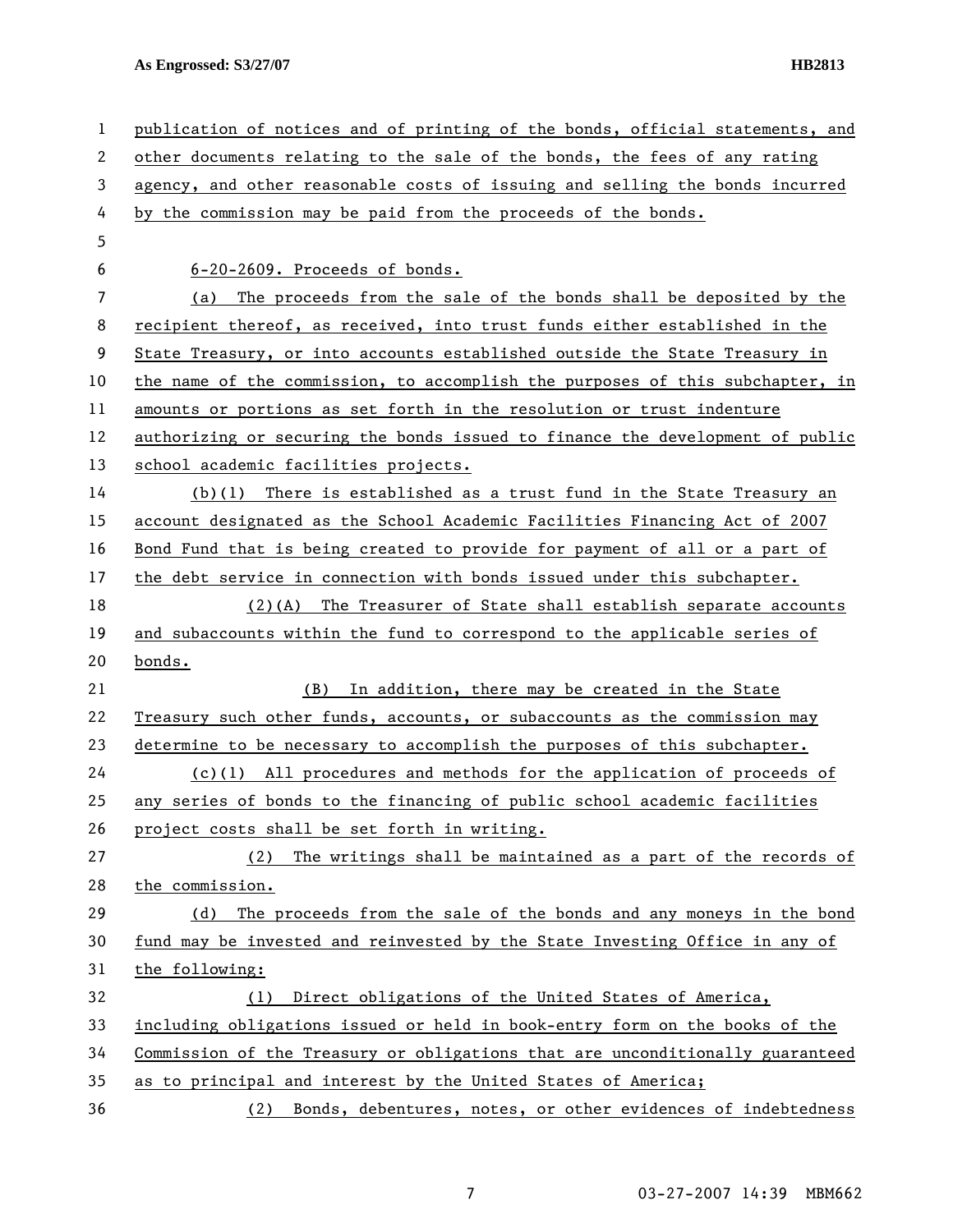publication of notices and of printing of the bonds, official statements, and other documents relating to the sale of the bonds, the fees of any rating agency, and other reasonable costs of issuing and selling the bonds incurred by the commission may be paid from the proceeds of the bonds.

6-20-2609. Proceeds of bonds.

(a) The proceeds from the sale of the bonds shall be deposited by the recipient thereof, as received, into trust funds either established in the State Treasury, or into accounts established outside the State Treasury in the name of the commission, to accomplish the purposes of this subchapter, in amounts or portions as set forth in the resolution or trust indenture authorizing or securing the bonds issued to finance the development of public school academic facilities projects.

(b)(1) There is established as a trust fund in the State Treasury an account designated as the School Academic Facilities Financing Act of 2007 Bond Fund that is being created to provide for payment of all or a part of the debt service in connection with bonds issued under this subchapter.

(2)(A) The Treasurer of State shall establish separate accounts and subaccounts within the fund to correspond to the applicable series of bonds.

(B) In addition, there may be created in the State Treasury such other funds, accounts, or subaccounts as the commission may determine to be necessary to accomplish the purposes of this subchapter.

(c)(1) All procedures and methods for the application of proceeds of any series of bonds to the financing of public school academic facilities project costs shall be set forth in writing.

(2) The writings shall be maintained as a part of the records of the commission.

(d) The proceeds from the sale of the bonds and any moneys in the bond fund may be invested and reinvested by the State Investing Office in any of the following:

(1) Direct obligations of the United States of America, including obligations issued or held in book-entry form on the books of the Commission of the Treasury or obligations that are unconditionally guaranteed as to principal and interest by the United States of America;

(2) Bonds, debentures, notes, or other evidences of indebtedness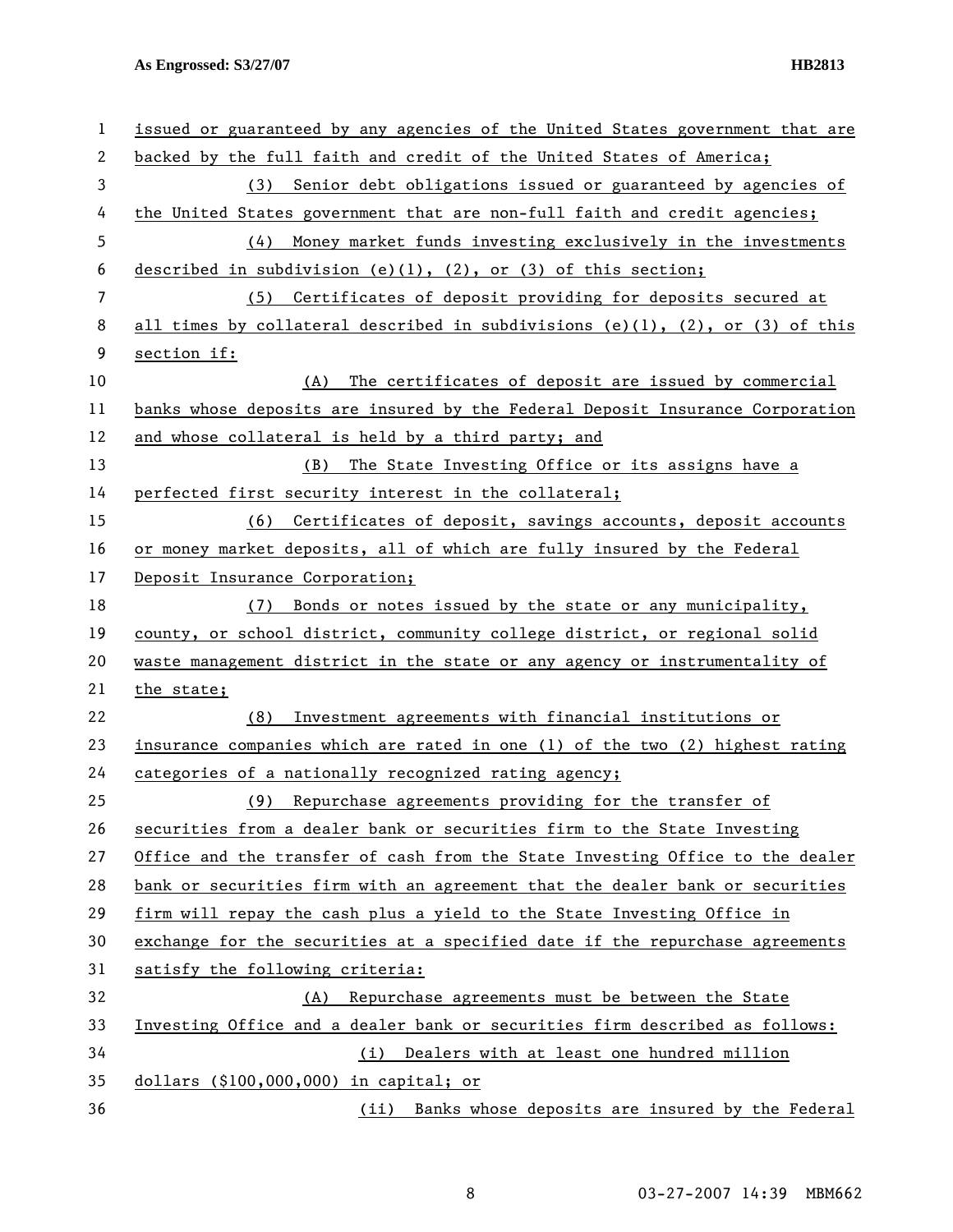issued or guaranteed by any agencies of the United States government that are backed by the full faith and credit of the United States of America;

(3) Senior debt obligations issued or guaranteed by agencies of the United States government that are non-full faith and credit agencies;

(4) Money market funds investing exclusively in the investments described in subdivision (e)(1), (2), or (3) of this section;

(5) Certificates of deposit providing for deposits secured at all times by collateral described in subdivisions (e)(1), (2), or (3) of this section if:

(A) The certificates of deposit are issued by commercial banks whose deposits are insured by the Federal Deposit Insurance Corporation and whose collateral is held by a third party; and

(B) The State Investing Office or its assigns have a perfected first security interest in the collateral;

(6) Certificates of deposit, savings accounts, deposit accounts or money market deposits, all of which are fully insured by the Federal Deposit Insurance Corporation;

(7) Bonds or notes issued by the state or any municipality, county, or school district, community college district, or regional solid waste management district in the state or any agency or instrumentality of the state;

(8) Investment agreements with financial institutions or insurance companies which are rated in one (1) of the two (2) highest rating categories of a nationally recognized rating agency;

(9) Repurchase agreements providing for the transfer of securities from a dealer bank or securities firm to the State Investing Office and the transfer of cash from the State Investing Office to the dealer bank or securities firm with an agreement that the dealer bank or securities firm will repay the cash plus a yield to the State Investing Office in exchange for the securities at a specified date if the repurchase agreements satisfy the following criteria:

(A) Repurchase agreements must be between the State Investing Office and a dealer bank or securities firm described as follows:

(i) Dealers with at least one hundred million dollars ($100,000,000) in capital; or

(ii) Banks whose deposits are insured by the Federal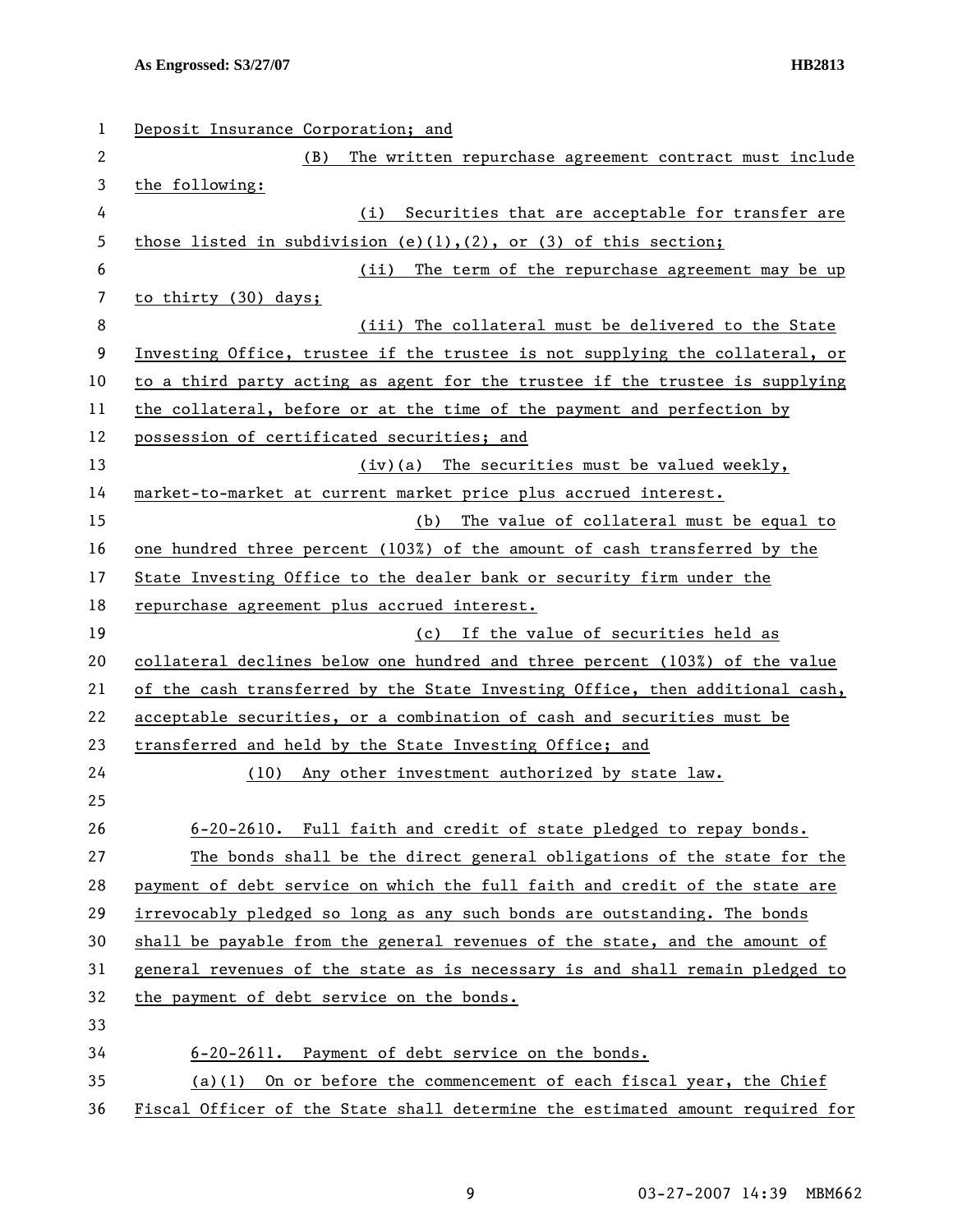Deposit Insurance Corporation; and

(B) The written repurchase agreement contract must include the following:

(i) Securities that are acceptable for transfer are those listed in subdivision (e)(1),(2), or (3) of this section;

(ii) The term of the repurchase agreement may be up to thirty (30) days;

(iii) The collateral must be delivered to the State Investing Office, trustee if the trustee is not supplying the collateral, or to a third party acting as agent for the trustee if the trustee is supplying the collateral, before or at the time of the payment and perfection by possession of certificated securities; and

(iv)(a) The securities must be valued weekly, market-to-market at current market price plus accrued interest.

(b) The value of collateral must be equal to one hundred three percent (103%) of the amount of cash transferred by the State Investing Office to the dealer bank or security firm under the repurchase agreement plus accrued interest.

(c) If the value of securities held as collateral declines below one hundred and three percent (103%) of the value of the cash transferred by the State Investing Office, then additional cash, acceptable securities, or a combination of cash and securities must be transferred and held by the State Investing Office; and

(10) Any other investment authorized by state law.

6-20-2610. Full faith and credit of state pledged to repay bonds.

The bonds shall be the direct general obligations of the state for the payment of debt service on which the full faith and credit of the state are irrevocably pledged so long as any such bonds are outstanding. The bonds shall be payable from the general revenues of the state, and the amount of general revenues of the state as is necessary is and shall remain pledged to the payment of debt service on the bonds.

6-20-2611. Payment of debt service on the bonds.

(a)(1) On or before the commencement of each fiscal year, the Chief Fiscal Officer of the State shall determine the estimated amount required for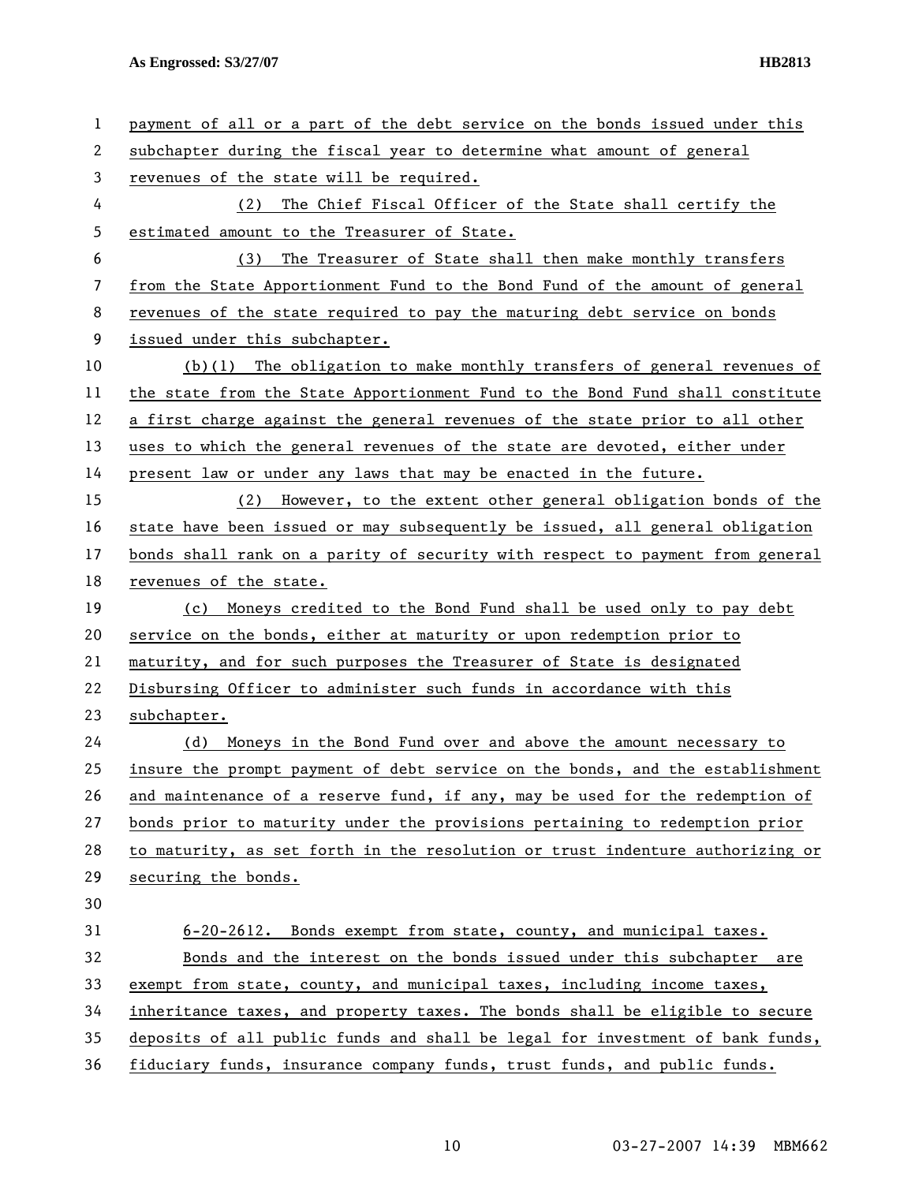payment of all or a part of the debt service on the bonds issued under this subchapter during the fiscal year to determine what amount of general revenues of the state will be required.

(2) The Chief Fiscal Officer of the State shall certify the estimated amount to the Treasurer of State.

(3) The Treasurer of State shall then make monthly transfers from the State Apportionment Fund to the Bond Fund of the amount of general revenues of the state required to pay the maturing debt service on bonds issued under this subchapter.

(b)(1) The obligation to make monthly transfers of general revenues of the state from the State Apportionment Fund to the Bond Fund shall constitute a first charge against the general revenues of the state prior to all other uses to which the general revenues of the state are devoted, either under present law or under any laws that may be enacted in the future.

(2) However, to the extent other general obligation bonds of the state have been issued or may subsequently be issued, all general obligation bonds shall rank on a parity of security with respect to payment from general revenues of the state.

(c) Moneys credited to the Bond Fund shall be used only to pay debt service on the bonds, either at maturity or upon redemption prior to maturity, and for such purposes the Treasurer of State is designated Disbursing Officer to administer such funds in accordance with this subchapter.

(d) Moneys in the Bond Fund over and above the amount necessary to insure the prompt payment of debt service on the bonds, and the establishment and maintenance of a reserve fund, if any, may be used for the redemption of bonds prior to maturity under the provisions pertaining to redemption prior to maturity, as set forth in the resolution or trust indenture authorizing or securing the bonds.

6-20-2612. Bonds exempt from state, county, and municipal taxes.

Bonds and the interest on the bonds issued under this subchapter are exempt from state, county, and municipal taxes, including income taxes, inheritance taxes, and property taxes. The bonds shall be eligible to secure deposits of all public funds and shall be legal for investment of bank funds, fiduciary funds, insurance company funds, trust funds, and public funds.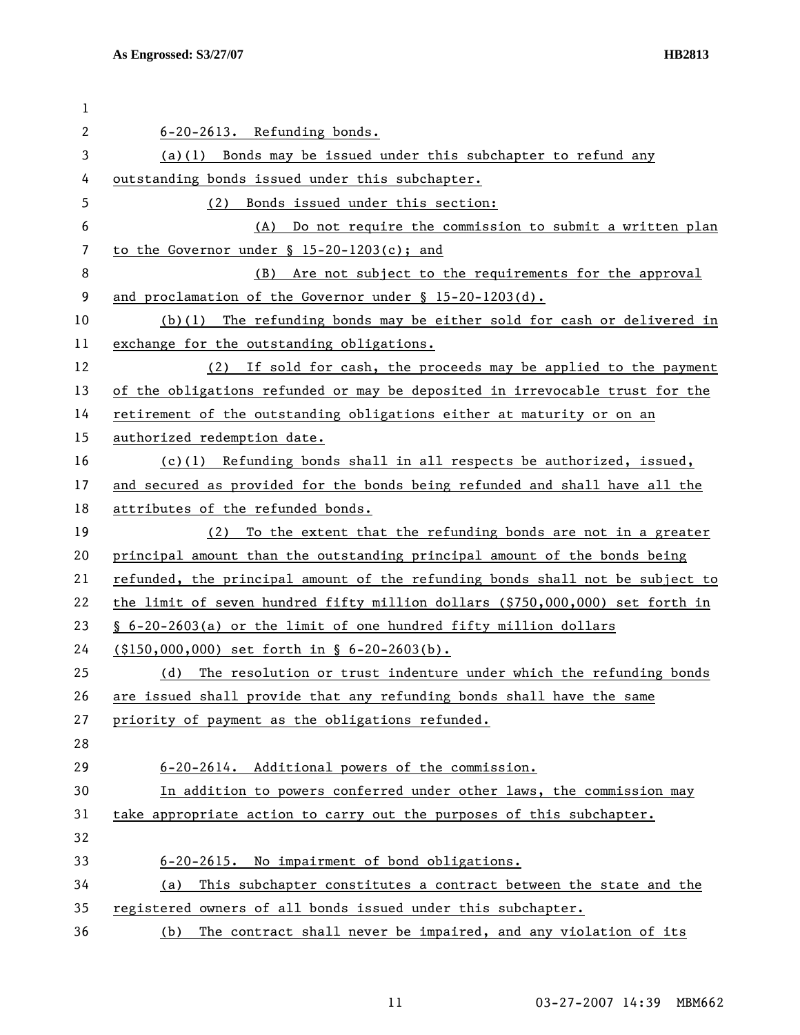6-20-2613. Refunding bonds.

(a)(1) Bonds may be issued under this subchapter to refund any outstanding bonds issued under this subchapter.

(2) Bonds issued under this section:

(A) Do not require the commission to submit a written plan to the Governor under § 15-20-1203(c); and

(B) Are not subject to the requirements for the approval and proclamation of the Governor under § 15-20-1203(d).

(b)(1) The refunding bonds may be either sold for cash or delivered in exchange for the outstanding obligations.

(2) If sold for cash, the proceeds may be applied to the payment of the obligations refunded or may be deposited in irrevocable trust for the retirement of the outstanding obligations either at maturity or on an authorized redemption date.

(c)(1) Refunding bonds shall in all respects be authorized, issued, and secured as provided for the bonds being refunded and shall have all the attributes of the refunded bonds.

(2) To the extent that the refunding bonds are not in a greater principal amount than the outstanding principal amount of the bonds being refunded, the principal amount of the refunding bonds shall not be subject to the limit of seven hundred fifty million dollars ($750,000,000) set forth in § 6-20-2603(a) or the limit of one hundred fifty million dollars ($150,000,000) set forth in § 6-20-2603(b).

(d) The resolution or trust indenture under which the refunding bonds are issued shall provide that any refunding bonds shall have the same priority of payment as the obligations refunded.

6-20-2614. Additional powers of the commission.

In addition to powers conferred under other laws, the commission may take appropriate action to carry out the purposes of this subchapter.

6-20-2615. No impairment of bond obligations.

(a) This subchapter constitutes a contract between the state and the registered owners of all bonds issued under this subchapter.

(b) The contract shall never be impaired, and any violation of its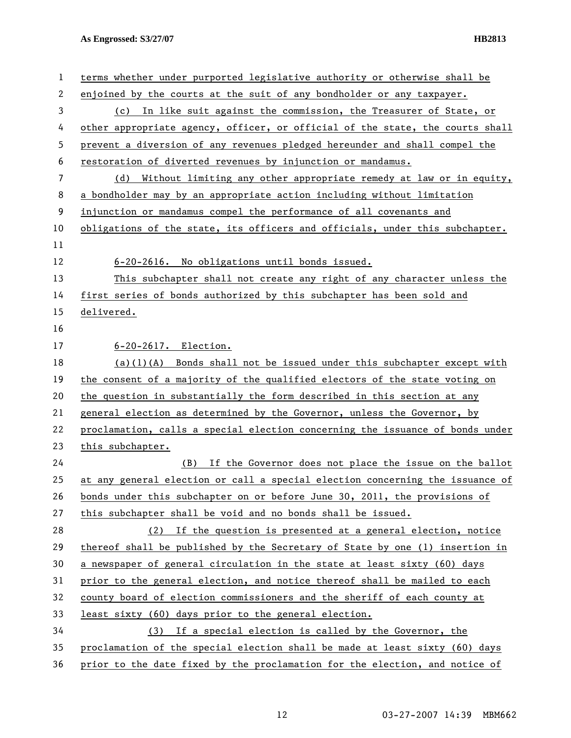terms whether under purported legislative authority or otherwise shall be enjoined by the courts at the suit of any bondholder or any taxpayer.

(c) In like suit against the commission, the Treasurer of State, or other appropriate agency, officer, or official of the state, the courts shall prevent a diversion of any revenues pledged hereunder and shall compel the restoration of diverted revenues by injunction or mandamus.

(d) Without limiting any other appropriate remedy at law or in equity, a bondholder may by an appropriate action including without limitation injunction or mandamus compel the performance of all covenants and obligations of the state, its officers and officials, under this subchapter.

6-20-2616. No obligations until bonds issued.

This subchapter shall not create any right of any character unless the first series of bonds authorized by this subchapter has been sold and delivered.

6-20-2617. Election.

(a)(1)(A) Bonds shall not be issued under this subchapter except with the consent of a majority of the qualified electors of the state voting on the question in substantially the form described in this section at any general election as determined by the Governor, unless the Governor, by proclamation, calls a special election concerning the issuance of bonds under this subchapter.

(B) If the Governor does not place the issue on the ballot at any general election or call a special election concerning the issuance of bonds under this subchapter on or before June 30, 2011, the provisions of this subchapter shall be void and no bonds shall be issued.

(2) If the question is presented at a general election, notice thereof shall be published by the Secretary of State by one (1) insertion in a newspaper of general circulation in the state at least sixty (60) days prior to the general election, and notice thereof shall be mailed to each county board of election commissioners and the sheriff of each county at least sixty (60) days prior to the general election.

(3) If a special election is called by the Governor, the proclamation of the special election shall be made at least sixty (60) days prior to the date fixed by the proclamation for the election, and notice of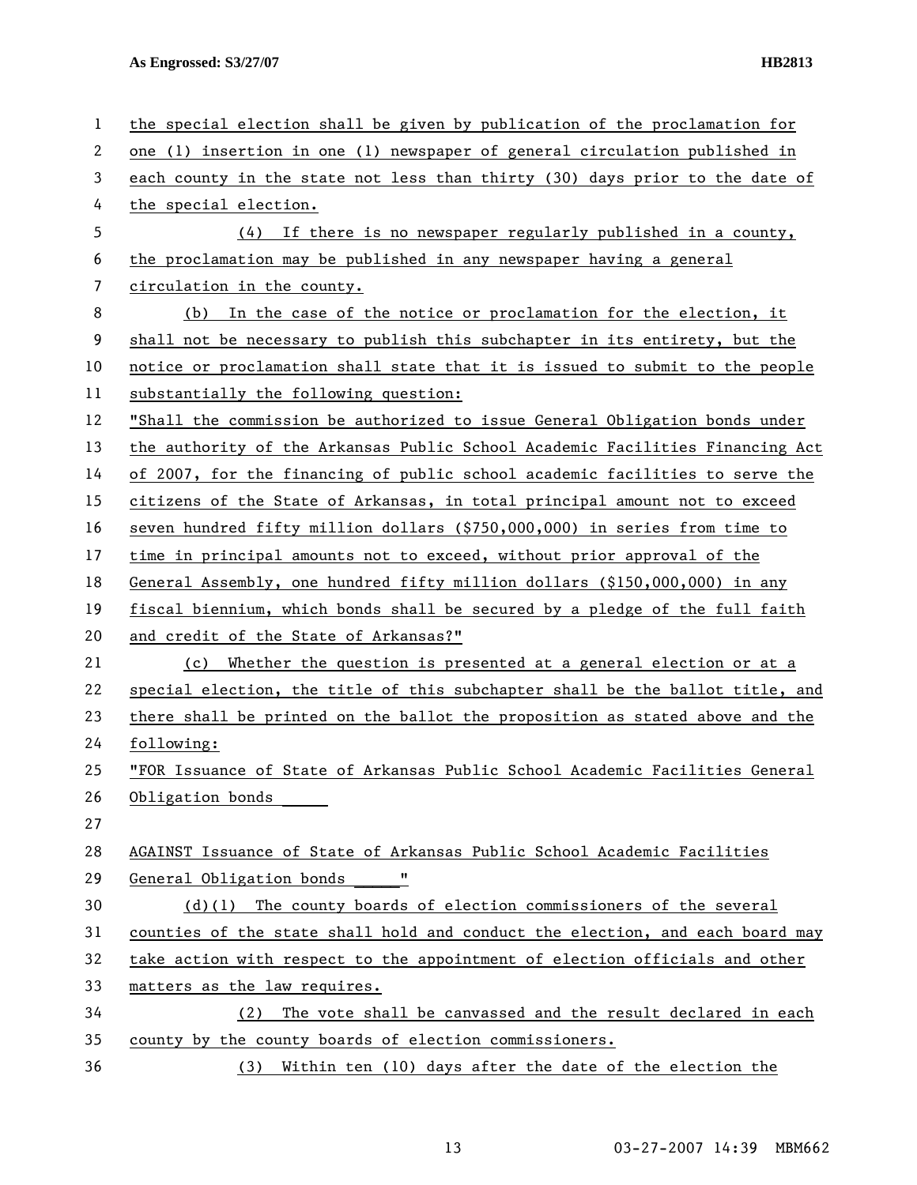the special election shall be given by publication of the proclamation for one (1) insertion in one (1) newspaper of general circulation published in each county in the state not less than thirty (30) days prior to the date of the special election.

(4) If there is no newspaper regularly published in a county, the proclamation may be published in any newspaper having a general circulation in the county.

(b) In the case of the notice or proclamation for the election, it shall not be necessary to publish this subchapter in its entirety, but the notice or proclamation shall state that it is issued to submit to the people substantially the following question:

"Shall the commission be authorized to issue General Obligation bonds under the authority of the Arkansas Public School Academic Facilities Financing Act of 2007, for the financing of public school academic facilities to serve the citizens of the State of Arkansas, in total principal amount not to exceed seven hundred fifty million dollars ($750,000,000) in series from time to time in principal amounts not to exceed, without prior approval of the General Assembly, one hundred fifty million dollars ($150,000,000) in any fiscal biennium, which bonds shall be secured by a pledge of the full faith and credit of the State of Arkansas?"

(c) Whether the question is presented at a general election or at a special election, the title of this subchapter shall be the ballot title, and there shall be printed on the ballot the proposition as stated above and the following:

"FOR Issuance of State of Arkansas Public School Academic Facilities General Obligation bonds _____

AGAINST Issuance of State of Arkansas Public School Academic Facilities General Obligation bonds _____"

(d)(1) The county boards of election commissioners of the several counties of the state shall hold and conduct the election, and each board may take action with respect to the appointment of election officials and other matters as the law requires.

(2) The vote shall be canvassed and the result declared in each county by the county boards of election commissioners.

(3) Within ten (10) days after the date of the election the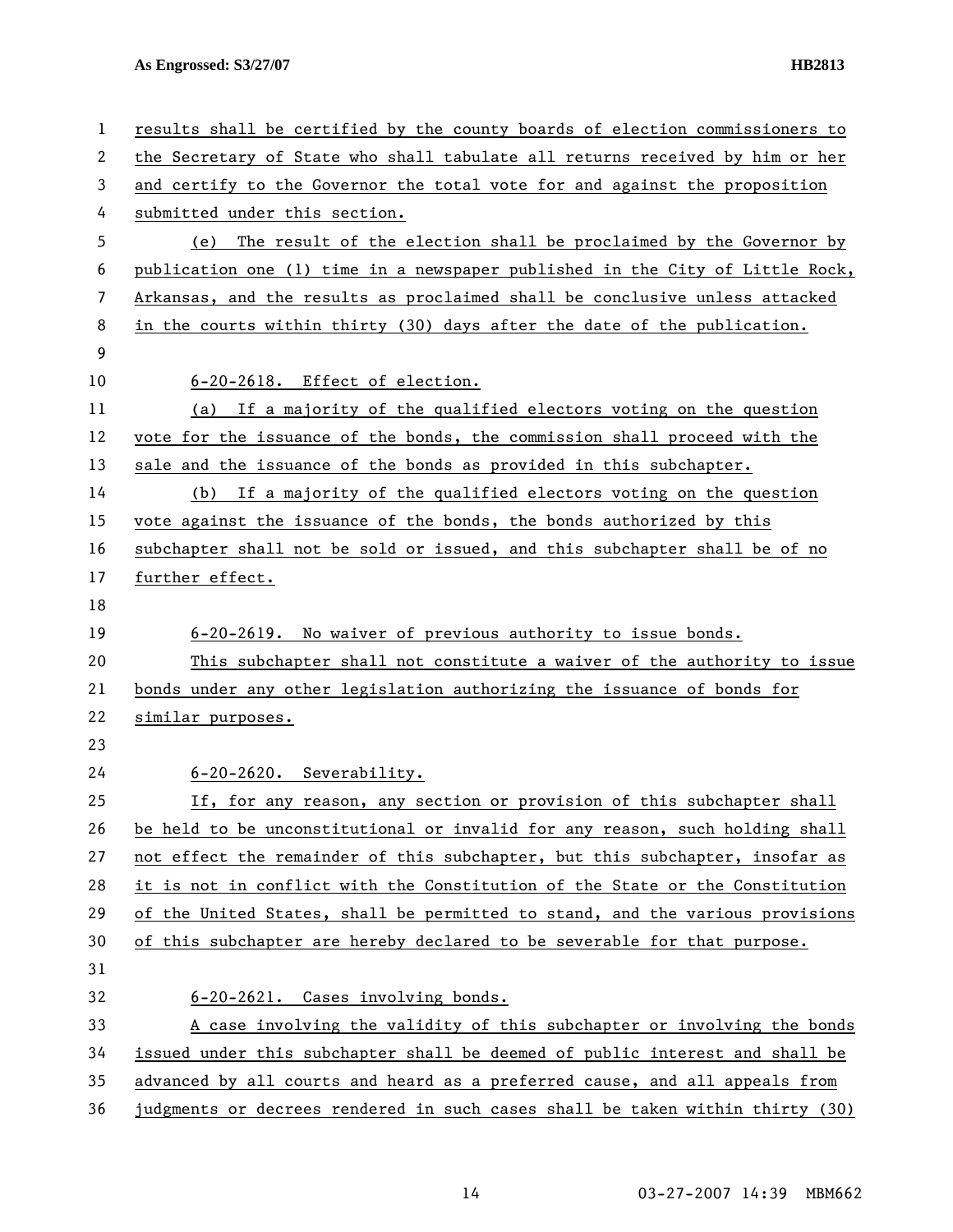results shall be certified by the county boards of election commissioners to the Secretary of State who shall tabulate all returns received by him or her and certify to the Governor the total vote for and against the proposition submitted under this section.

(e) The result of the election shall be proclaimed by the Governor by publication one (1) time in a newspaper published in the City of Little Rock, Arkansas, and the results as proclaimed shall be conclusive unless attacked in the courts within thirty (30) days after the date of the publication.

6-20-2618. Effect of election.

(a) If a majority of the qualified electors voting on the question vote for the issuance of the bonds, the commission shall proceed with the sale and the issuance of the bonds as provided in this subchapter.

(b) If a majority of the qualified electors voting on the question vote against the issuance of the bonds, the bonds authorized by this subchapter shall not be sold or issued, and this subchapter shall be of no further effect.

6-20-2619. No waiver of previous authority to issue bonds.

This subchapter shall not constitute a waiver of the authority to issue bonds under any other legislation authorizing the issuance of bonds for similar purposes.

6-20-2620. Severability.

If, for any reason, any section or provision of this subchapter shall be held to be unconstitutional or invalid for any reason, such holding shall not effect the remainder of this subchapter, but this subchapter, insofar as it is not in conflict with the Constitution of the State or the Constitution of the United States, shall be permitted to stand, and the various provisions of this subchapter are hereby declared to be severable for that purpose.

6-20-2621. Cases involving bonds.

A case involving the validity of this subchapter or involving the bonds issued under this subchapter shall be deemed of public interest and shall be advanced by all courts and heard as a preferred cause, and all appeals from judgments or decrees rendered in such cases shall be taken within thirty (30)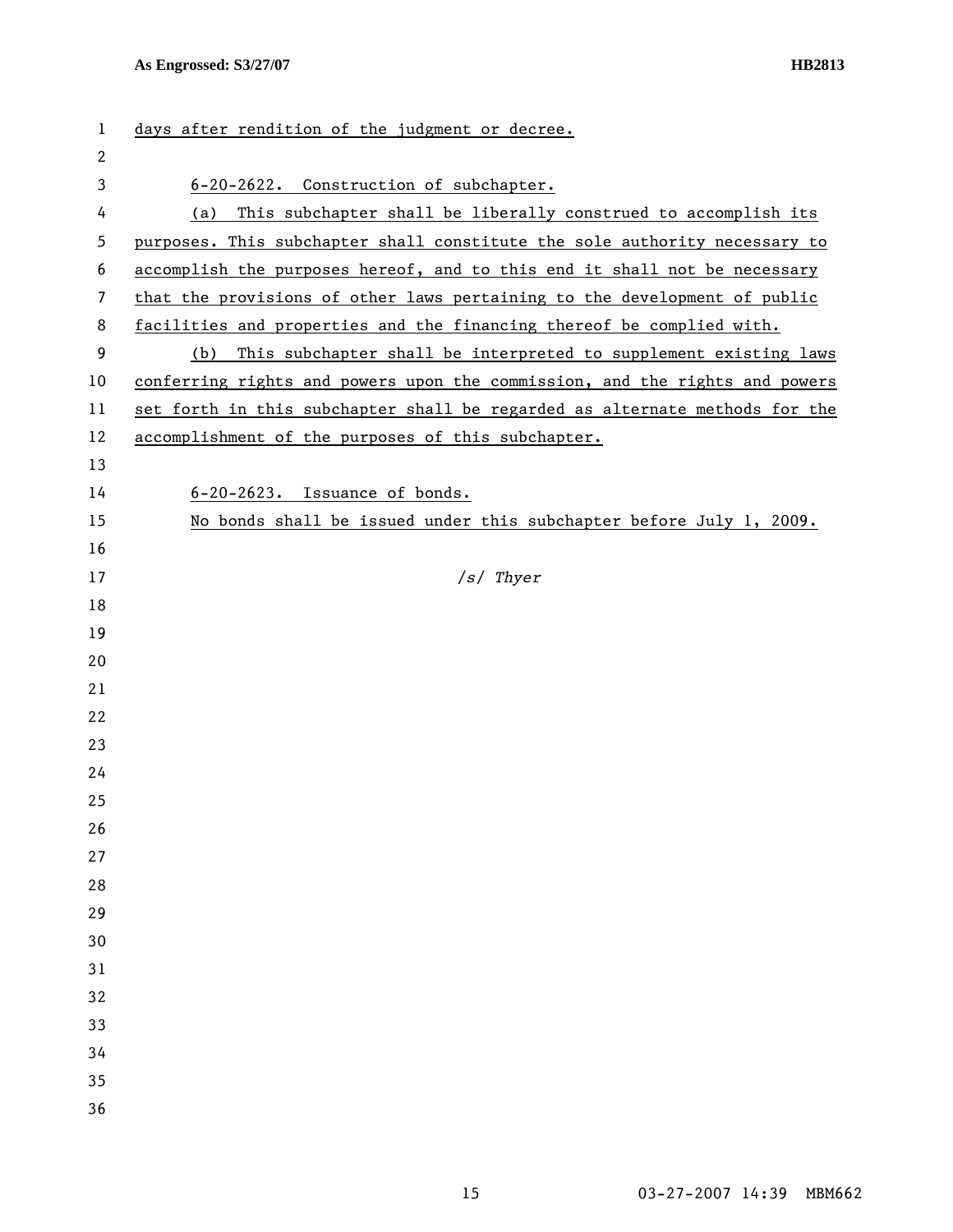days after rendition of the judgment or decree.

6-20-2622. Construction of subchapter.

(a) This subchapter shall be liberally construed to accomplish its purposes. This subchapter shall constitute the sole authority necessary to accomplish the purposes hereof, and to this end it shall not be necessary that the provisions of other laws pertaining to the development of public facilities and properties and the financing thereof be complied with.

(b) This subchapter shall be interpreted to supplement existing laws conferring rights and powers upon the commission, and the rights and powers set forth in this subchapter shall be regarded as alternate methods for the accomplishment of the purposes of this subchapter.

6-20-2623. Issuance of bonds.

No bonds shall be issued under this subchapter before July 1, 2009.

*/s/ Thyer*